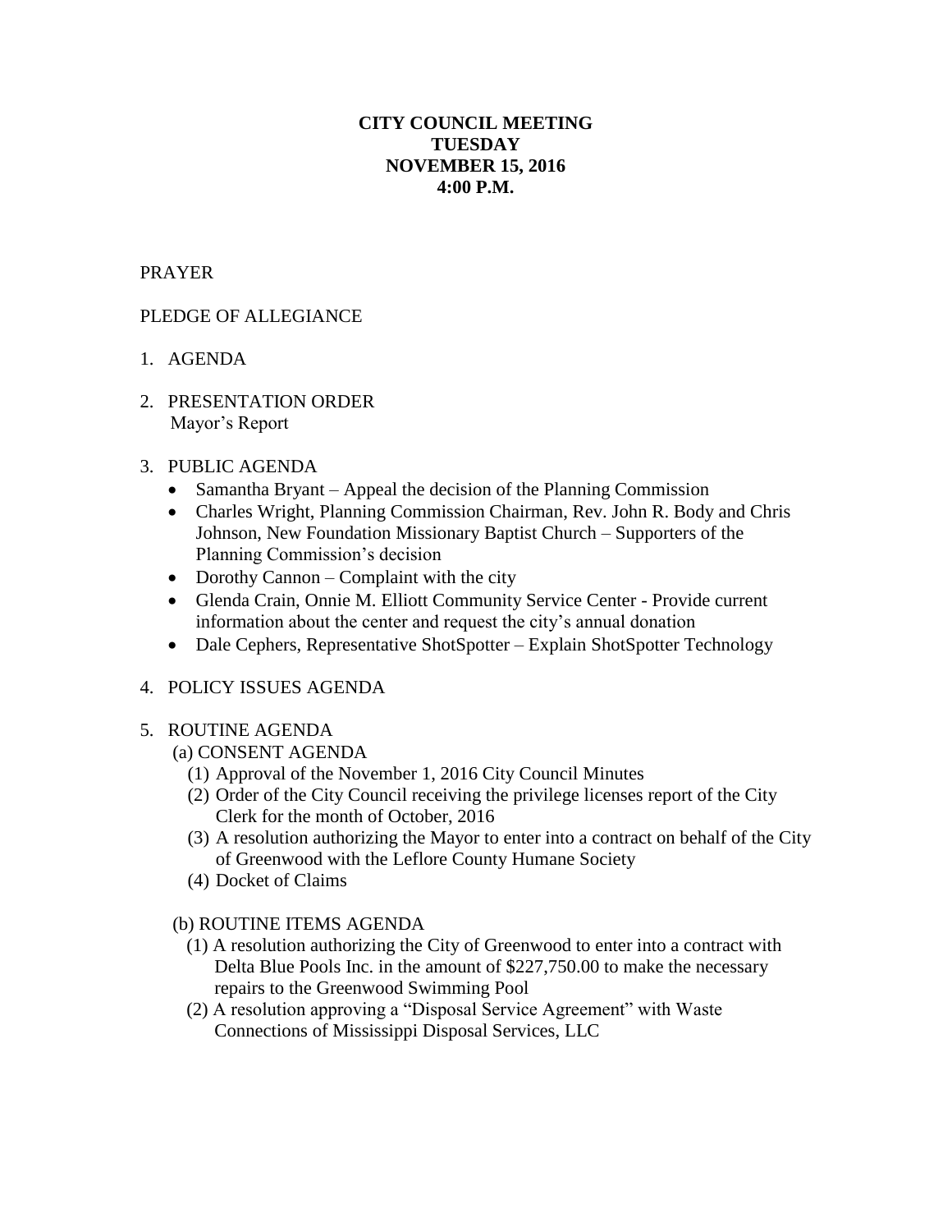# CITY COUNCIL MEETING
# TUESDAY
# NOVEMBER 15, 2016
# 4:00 P.M.

PRAYER

PLEDGE OF ALLEGIANCE

1. AGENDA

2. PRESENTATION ORDER
   Mayor's Report

3. PUBLIC AGENDA
   - Samantha Bryant – Appeal the decision of the Planning Commission
   - Charles Wright, Planning Commission Chairman, Rev. John R. Body and Chris Johnson, New Foundation Missionary Baptist Church – Supporters of the Planning Commission's decision
   - Dorothy Cannon – Complaint with the city
   - Glenda Crain, Onnie M. Elliott Community Service Center - Provide current information about the center and request the city's annual donation
   - Dale Cephers, Representative ShotSpotter – Explain ShotSpotter Technology

4. POLICY ISSUES AGENDA

5. ROUTINE AGENDA

   (a) CONSENT AGENDA

   (1) Approval of the November 1, 2016 City Council Minutes
   (2) Order of the City Council receiving the privilege licenses report of the City Clerk for the month of October, 2016
   (3) A resolution authorizing the Mayor to enter into a contract on behalf of the City of Greenwood with the Leflore County Humane Society
   (4) Docket of Claims

   (b) ROUTINE ITEMS AGENDA

   (1) A resolution authorizing the City of Greenwood to enter into a contract with Delta Blue Pools Inc. in the amount of $227,750.00 to make the necessary repairs to the Greenwood Swimming Pool
   (2) A resolution approving a "Disposal Service Agreement" with Waste Connections of Mississippi Disposal Services, LLC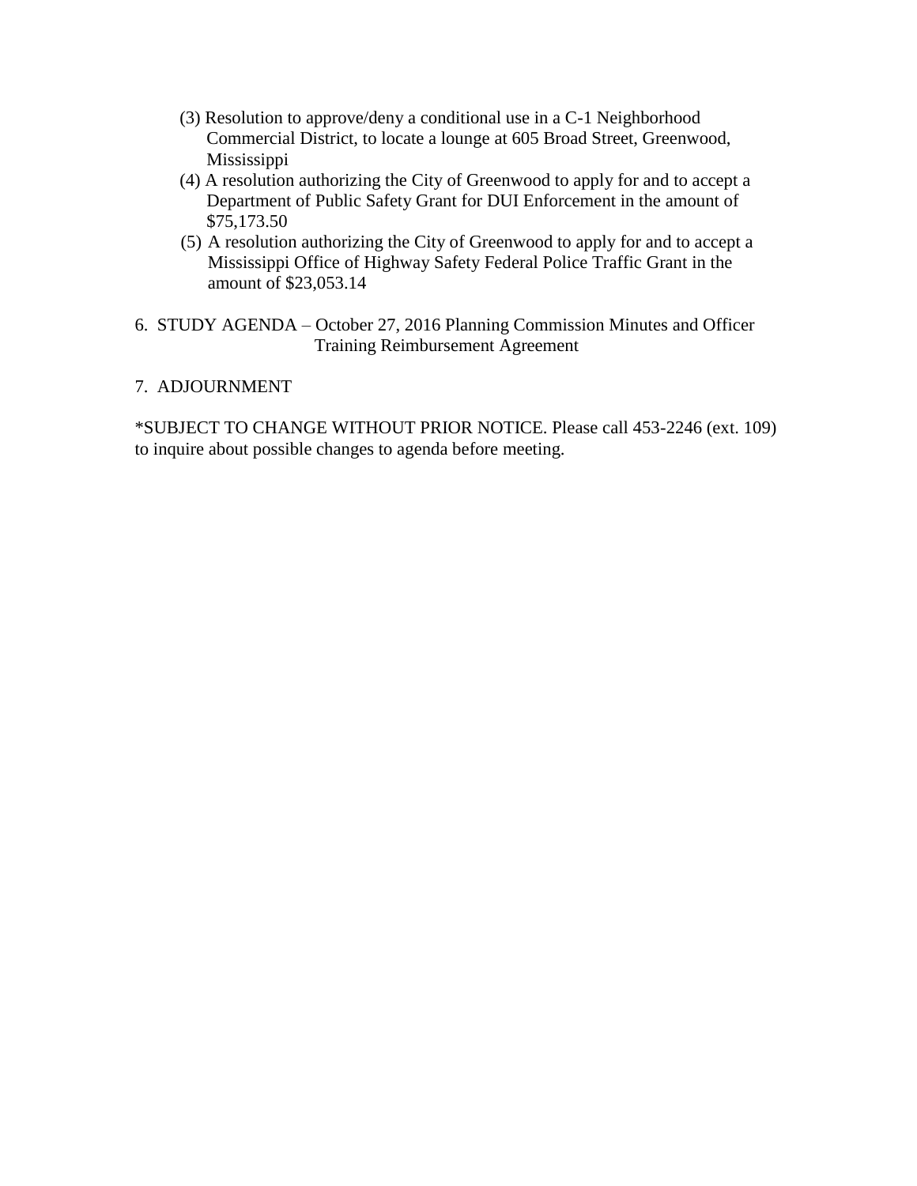(3) Resolution to approve/deny a conditional use in a C-1 Neighborhood Commercial District, to locate a lounge at 605 Broad Street, Greenwood, Mississippi

(4) A resolution authorizing the City of Greenwood to apply for and to accept a Department of Public Safety Grant for DUI Enforcement in the amount of $75,173.50

(5) A resolution authorizing the City of Greenwood to apply for and to accept a Mississippi Office of Highway Safety Federal Police Traffic Grant in the amount of $23,053.14

6. STUDY AGENDA – October 27, 2016 Planning Commission Minutes and Officer Training Reimbursement Agreement

7. ADJOURNMENT

*SUBJECT TO CHANGE WITHOUT PRIOR NOTICE. Please call 453-2246 (ext. 109) to inquire about possible changes to agenda before meeting.